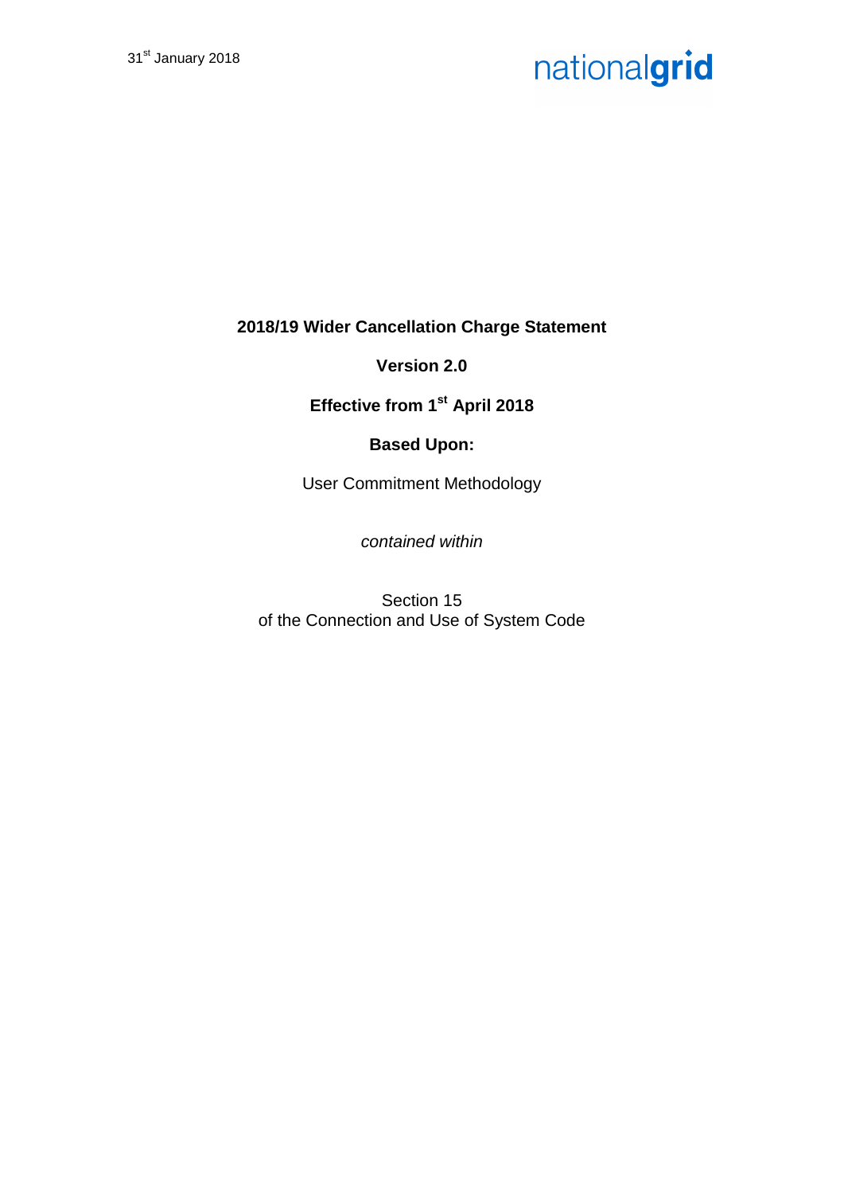31st January 2018

nationalgrid

# 2018/19 Wider Cancellation Charge Statement

**Version 2.0**

**Effective from 1st April 2018**

**Based Upon:**

User Commitment Methodology

*contained within*

Section 15
of the Connection and Use of System Code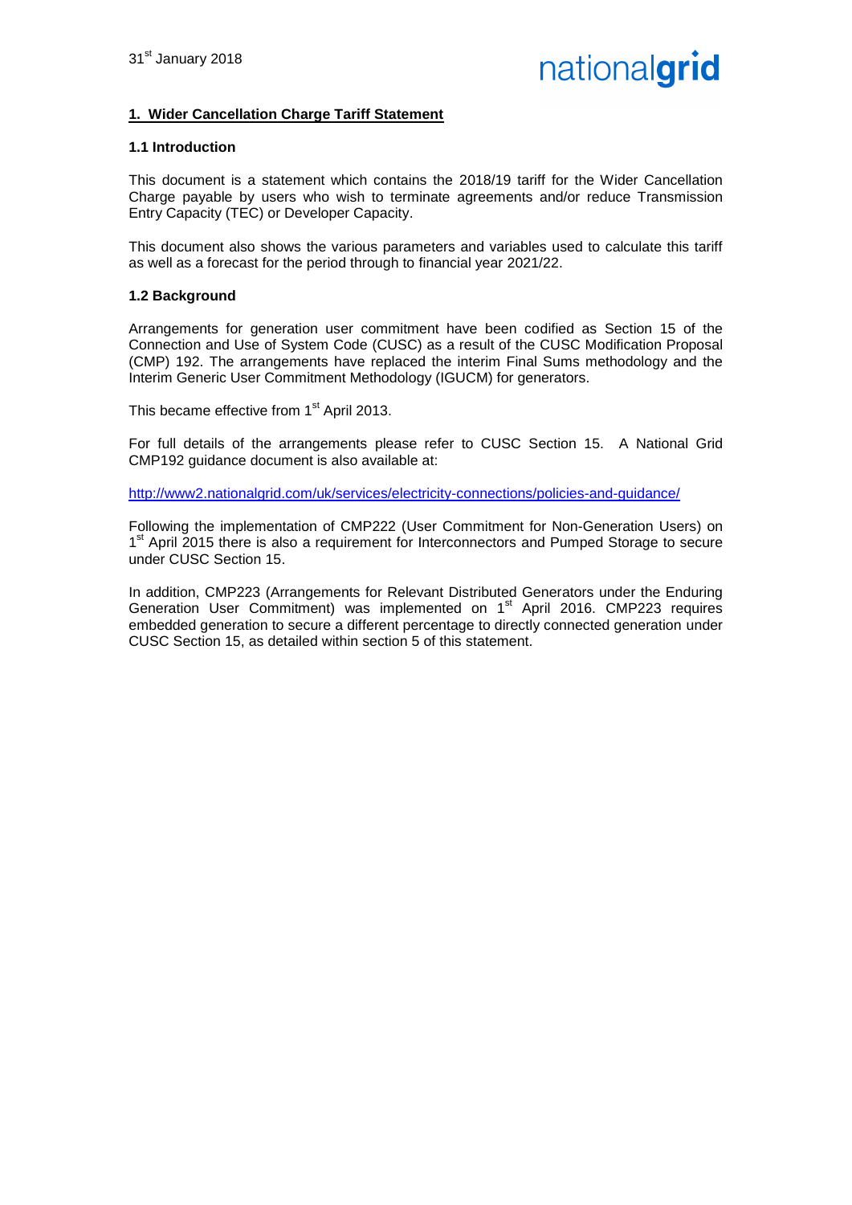31st January 2018

## 1. Wider Cancellation Charge Tariff Statement

### 1.1 Introduction

This document is a statement which contains the 2018/19 tariff for the Wider Cancellation Charge payable by users who wish to terminate agreements and/or reduce Transmission Entry Capacity (TEC) or Developer Capacity.

This document also shows the various parameters and variables used to calculate this tariff as well as a forecast for the period through to financial year 2021/22.

### 1.2 Background

Arrangements for generation user commitment have been codified as Section 15 of the Connection and Use of System Code (CUSC) as a result of the CUSC Modification Proposal (CMP) 192. The arrangements have replaced the interim Final Sums methodology and the Interim Generic User Commitment Methodology (IGUCM) for generators.

This became effective from 1st April 2013.

For full details of the arrangements please refer to CUSC Section 15. A National Grid CMP192 guidance document is also available at:

http://www2.nationalgrid.com/uk/services/electricity-connections/policies-and-guidance/

Following the implementation of CMP222 (User Commitment for Non-Generation Users) on 1st April 2015 there is also a requirement for Interconnectors and Pumped Storage to secure under CUSC Section 15.

In addition, CMP223 (Arrangements for Relevant Distributed Generators under the Enduring Generation User Commitment) was implemented on 1st April 2016. CMP223 requires embedded generation to secure a different percentage to directly connected generation under CUSC Section 15, as detailed within section 5 of this statement.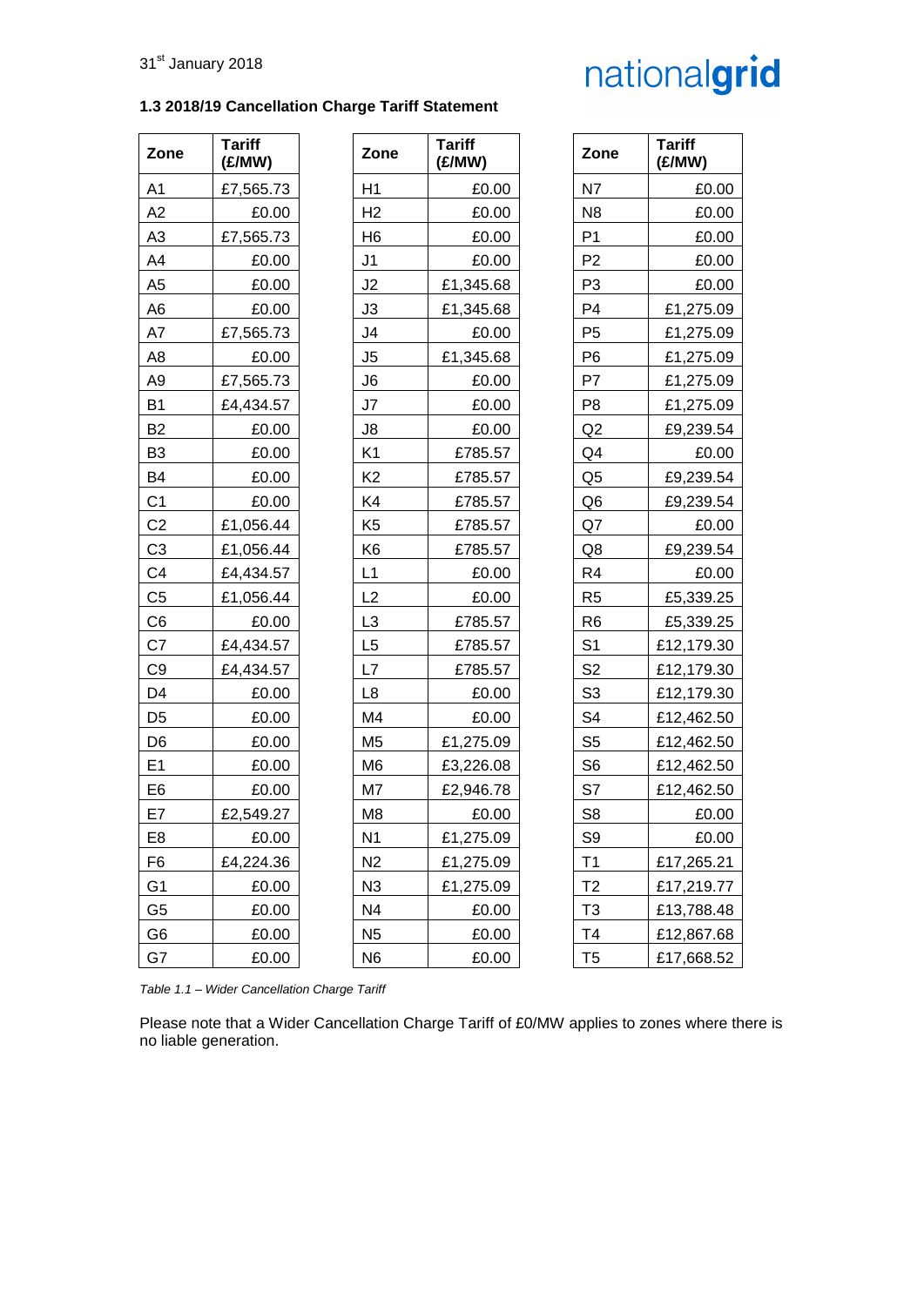### 1.3 2018/19 Cancellation Charge Tariff Statement

| Zone | Tariff (£/MW) |
|---|---|
| A1 | £7,565.73 |
| A2 | £0.00 |
| A3 | £7,565.73 |
| A4 | £0.00 |
| A5 | £0.00 |
| A6 | £0.00 |
| A7 | £7,565.73 |
| A8 | £0.00 |
| A9 | £7,565.73 |
| B1 | £4,434.57 |
| B2 | £0.00 |
| B3 | £0.00 |
| B4 | £0.00 |
| C1 | £0.00 |
| C2 | £1,056.44 |
| C3 | £1,056.44 |
| C4 | £4,434.57 |
| C5 | £1,056.44 |
| C6 | £0.00 |
| C7 | £4,434.57 |
| C9 | £4,434.57 |
| D4 | £0.00 |
| D5 | £0.00 |
| D6 | £0.00 |
| E1 | £0.00 |
| E6 | £0.00 |
| E7 | £2,549.27 |
| E8 | £0.00 |
| F6 | £4,224.36 |
| G1 | £0.00 |
| G5 | £0.00 |
| G6 | £0.00 |
| G7 | £0.00 |

| Zone | Tariff (£/MW) |
|---|---|
| H1 | £0.00 |
| H2 | £0.00 |
| H6 | £0.00 |
| J1 | £0.00 |
| J2 | £1,345.68 |
| J3 | £1,345.68 |
| J4 | £0.00 |
| J5 | £1,345.68 |
| J6 | £0.00 |
| J7 | £0.00 |
| J8 | £0.00 |
| K1 | £785.57 |
| K2 | £785.57 |
| K4 | £785.57 |
| K5 | £785.57 |
| K6 | £785.57 |
| L1 | £0.00 |
| L2 | £0.00 |
| L3 | £785.57 |
| L5 | £785.57 |
| L7 | £785.57 |
| L8 | £0.00 |
| M4 | £0.00 |
| M5 | £1,275.09 |
| M6 | £3,226.08 |
| M7 | £2,946.78 |
| M8 | £0.00 |
| N1 | £1,275.09 |
| N2 | £1,275.09 |
| N3 | £1,275.09 |
| N4 | £0.00 |
| N5 | £0.00 |
| N6 | £0.00 |

| Zone | Tariff (£/MW) |
|---|---|
| N7 | £0.00 |
| N8 | £0.00 |
| P1 | £0.00 |
| P2 | £0.00 |
| P3 | £0.00 |
| P4 | £1,275.09 |
| P5 | £1,275.09 |
| P6 | £1,275.09 |
| P7 | £1,275.09 |
| P8 | £1,275.09 |
| Q2 | £9,239.54 |
| Q4 | £0.00 |
| Q5 | £9,239.54 |
| Q6 | £9,239.54 |
| Q7 | £0.00 |
| Q8 | £9,239.54 |
| R4 | £0.00 |
| R5 | £5,339.25 |
| R6 | £5,339.25 |
| S1 | £12,179.30 |
| S2 | £12,179.30 |
| S3 | £12,179.30 |
| S4 | £12,462.50 |
| S5 | £12,462.50 |
| S6 | £12,462.50 |
| S7 | £12,462.50 |
| S8 | £0.00 |
| S9 | £0.00 |
| T1 | £17,265.21 |
| T2 | £17,219.77 |
| T3 | £13,788.48 |
| T4 | £12,867.68 |
| T5 | £17,668.52 |

*Table 1.1 – Wider Cancellation Charge Tariff*

Please note that a Wider Cancellation Charge Tariff of £0/MW applies to zones where there is no liable generation.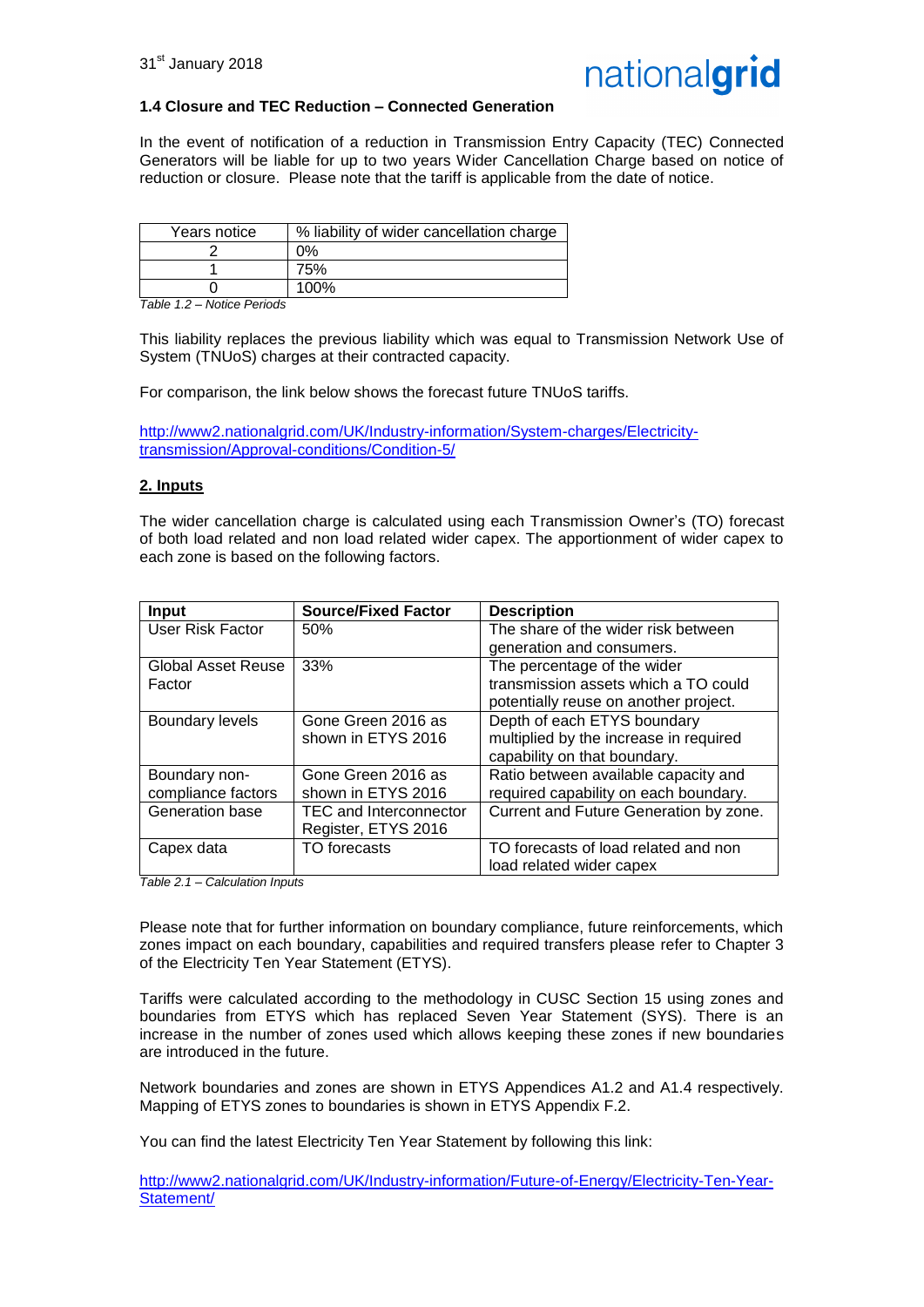### 1.4 Closure and TEC Reduction – Connected Generation

In the event of notification of a reduction in Transmission Entry Capacity (TEC) Connected Generators will be liable for up to two years Wider Cancellation Charge based on notice of reduction or closure. Please note that the tariff is applicable from the date of notice.

| Years notice | % liability of wider cancellation charge |
|---|---|
| 2 | 0% |
| 1 | 75% |
| 0 | 100% |

*Table 1.2 – Notice Periods*

This liability replaces the previous liability which was equal to Transmission Network Use of System (TNUoS) charges at their contracted capacity.

For comparison, the link below shows the forecast future TNUoS tariffs.

http://www2.nationalgrid.com/UK/Industry-information/System-charges/Electricity-transmission/Approval-conditions/Condition-5/

## 2. Inputs

The wider cancellation charge is calculated using each Transmission Owner's (TO) forecast of both load related and non load related wider capex. The apportionment of wider capex to each zone is based on the following factors.

| Input | Source/Fixed Factor | Description |
|---|---|---|
| User Risk Factor | 50% | The share of the wider risk between generation and consumers. |
| Global Asset Reuse Factor | 33% | The percentage of the wider transmission assets which a TO could potentially reuse on another project. |
| Boundary levels | Gone Green 2016 as shown in ETYS 2016 | Depth of each ETYS boundary multiplied by the increase in required capability on that boundary. |
| Boundary non-compliance factors | Gone Green 2016 as shown in ETYS 2016 | Ratio between available capacity and required capability on each boundary. |
| Generation base | TEC and Interconnector Register, ETYS 2016 | Current and Future Generation by zone. |
| Capex data | TO forecasts | TO forecasts of load related and non load related wider capex |

*Table 2.1 – Calculation Inputs*

Please note that for further information on boundary compliance, future reinforcements, which zones impact on each boundary, capabilities and required transfers please refer to Chapter 3 of the Electricity Ten Year Statement (ETYS).

Tariffs were calculated according to the methodology in CUSC Section 15 using zones and boundaries from ETYS which has replaced Seven Year Statement (SYS). There is an increase in the number of zones used which allows keeping these zones if new boundaries are introduced in the future.

Network boundaries and zones are shown in ETYS Appendices A1.2 and A1.4 respectively. Mapping of ETYS zones to boundaries is shown in ETYS Appendix F.2.

You can find the latest Electricity Ten Year Statement by following this link:

http://www2.nationalgrid.com/UK/Industry-information/Future-of-Energy/Electricity-Ten-Year-Statement/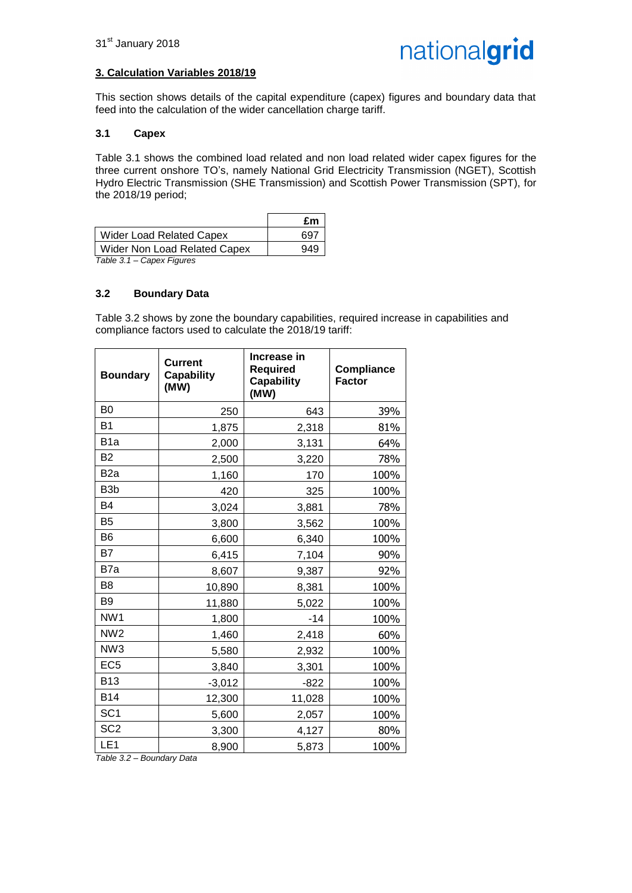## 3. Calculation Variables 2018/19

This section shows details of the capital expenditure (capex) figures and boundary data that feed into the calculation of the wider cancellation charge tariff.

### 3.1 Capex

Table 3.1 shows the combined load related and non load related wider capex figures for the three current onshore TO's, namely National Grid Electricity Transmission (NGET), Scottish Hydro Electric Transmission (SHE Transmission) and Scottish Power Transmission (SPT), for the 2018/19 period;

| | £m |
|---|---|
| Wider Load Related Capex | 697 |
| Wider Non Load Related Capex | 949 |

*Table 3.1 – Capex Figures*

### 3.2 Boundary Data

Table 3.2 shows by zone the boundary capabilities, required increase in capabilities and compliance factors used to calculate the 2018/19 tariff:

| Boundary | Current Capability (MW) | Increase in Required Capability (MW) | Compliance Factor |
|---|---|---|---|
| B0 | 250 | 643 | 39% |
| B1 | 1,875 | 2,318 | 81% |
| B1a | 2,000 | 3,131 | 64% |
| B2 | 2,500 | 3,220 | 78% |
| B2a | 1,160 | 170 | 100% |
| B3b | 420 | 325 | 100% |
| B4 | 3,024 | 3,881 | 78% |
| B5 | 3,800 | 3,562 | 100% |
| B6 | 6,600 | 6,340 | 100% |
| B7 | 6,415 | 7,104 | 90% |
| B7a | 8,607 | 9,387 | 92% |
| B8 | 10,890 | 8,381 | 100% |
| B9 | 11,880 | 5,022 | 100% |
| NW1 | 1,800 | -14 | 100% |
| NW2 | 1,460 | 2,418 | 60% |
| NW3 | 5,580 | 2,932 | 100% |
| EC5 | 3,840 | 3,301 | 100% |
| B13 | -3,012 | -822 | 100% |
| B14 | 12,300 | 11,028 | 100% |
| SC1 | 5,600 | 2,057 | 100% |
| SC2 | 3,300 | 4,127 | 80% |
| LE1 | 8,900 | 5,873 | 100% |

*Table 3.2 – Boundary Data*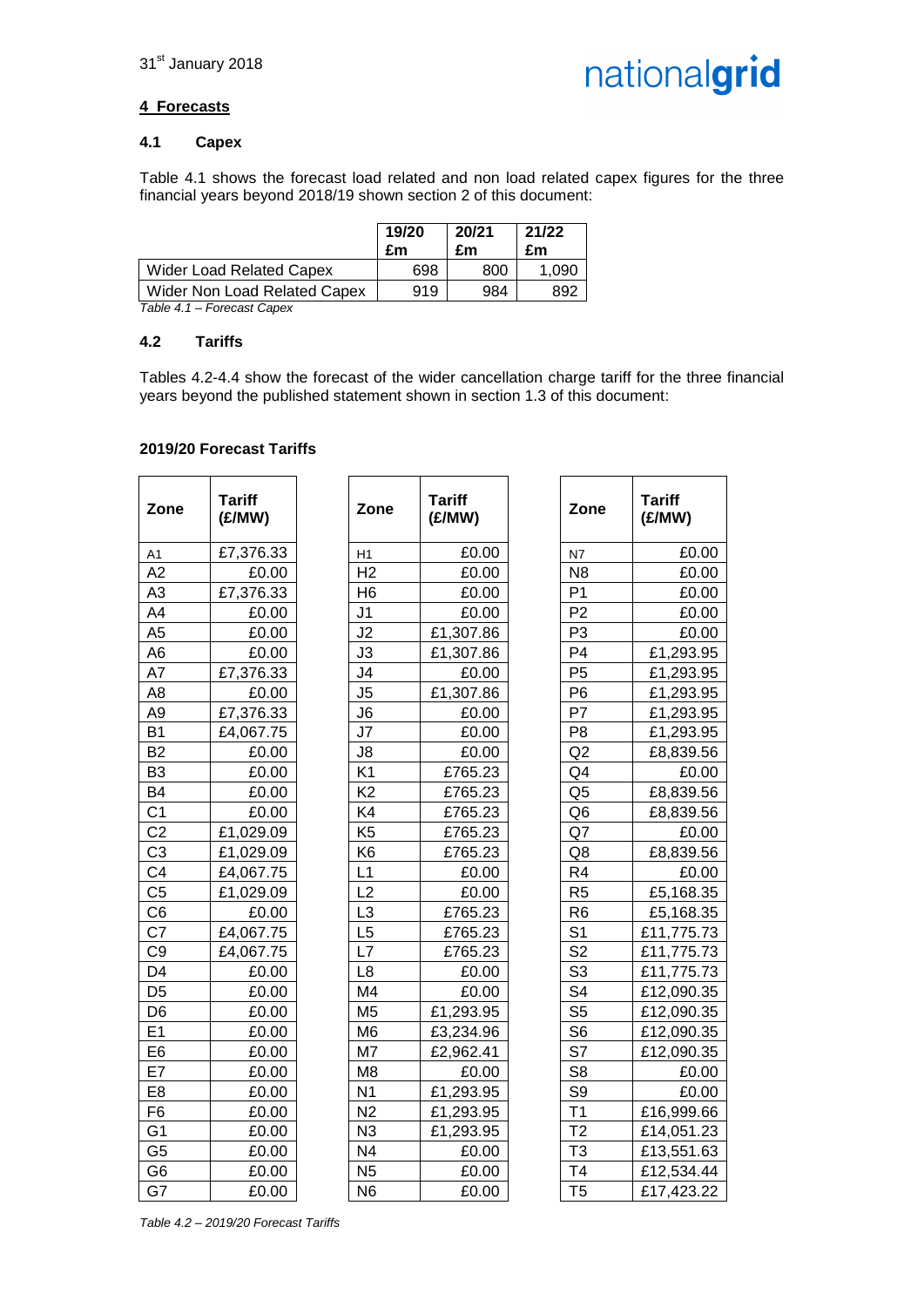31st January 2018

## 4 Forecasts

### 4.1 Capex

Table 4.1 shows the forecast load related and non load related capex figures for the three financial years beyond 2018/19 shown section 2 of this document:

| | 19/20 £m | 20/21 £m | 21/22 £m |
|---|---|---|---|
| Wider Load Related Capex | 698 | 800 | 1,090 |
| Wider Non Load Related Capex | 919 | 984 | 892 |

*Table 4.1 – Forecast Capex*

### 4.2 Tariffs

Tables 4.2-4.4 show the forecast of the wider cancellation charge tariff for the three financial years beyond the published statement shown in section 1.3 of this document:

**2019/20 Forecast Tariffs**

| Zone | Tariff (£/MW) | Zone | Tariff (£/MW) | Zone | Tariff (£/MW) |
|---|---|---|---|---|---|
| A1 | £7,376.33 | H1 | £0.00 | N7 | £0.00 |
| A2 | £0.00 | H2 | £0.00 | N8 | £0.00 |
| A3 | £7,376.33 | H6 | £0.00 | P1 | £0.00 |
| A4 | £0.00 | J1 | £0.00 | P2 | £0.00 |
| A5 | £0.00 | J2 | £1,307.86 | P3 | £0.00 |
| A6 | £0.00 | J3 | £1,307.86 | P4 | £1,293.95 |
| A7 | £7,376.33 | J4 | £0.00 | P5 | £1,293.95 |
| A8 | £0.00 | J5 | £1,307.86 | P6 | £1,293.95 |
| A9 | £7,376.33 | J6 | £0.00 | P7 | £1,293.95 |
| B1 | £4,067.75 | J7 | £0.00 | P8 | £1,293.95 |
| B2 | £0.00 | J8 | £0.00 | Q2 | £8,839.56 |
| B3 | £0.00 | K1 | £765.23 | Q4 | £0.00 |
| B4 | £0.00 | K2 | £765.23 | Q5 | £8,839.56 |
| C1 | £0.00 | K4 | £765.23 | Q6 | £8,839.56 |
| C2 | £1,029.09 | K5 | £765.23 | Q7 | £0.00 |
| C3 | £1,029.09 | K6 | £765.23 | Q8 | £8,839.56 |
| C4 | £4,067.75 | L1 | £0.00 | R4 | £0.00 |
| C5 | £1,029.09 | L2 | £0.00 | R5 | £5,168.35 |
| C6 | £0.00 | L3 | £765.23 | R6 | £5,168.35 |
| C7 | £4,067.75 | L5 | £765.23 | S1 | £11,775.73 |
| C9 | £4,067.75 | L7 | £765.23 | S2 | £11,775.73 |
| D4 | £0.00 | L8 | £0.00 | S3 | £11,775.73 |
| D5 | £0.00 | M4 | £0.00 | S4 | £12,090.35 |
| D6 | £0.00 | M5 | £1,293.95 | S5 | £12,090.35 |
| E1 | £0.00 | M6 | £3,234.96 | S6 | £12,090.35 |
| E6 | £0.00 | M7 | £2,962.41 | S7 | £12,090.35 |
| E7 | £0.00 | M8 | £0.00 | S8 | £0.00 |
| E8 | £0.00 | N1 | £1,293.95 | S9 | £0.00 |
| F6 | £0.00 | N2 | £1,293.95 | T1 | £16,999.66 |
| G1 | £0.00 | N3 | £1,293.95 | T2 | £14,051.23 |
| G5 | £0.00 | N4 | £0.00 | T3 | £13,551.63 |
| G6 | £0.00 | N5 | £0.00 | T4 | £12,534.44 |
| G7 | £0.00 | N6 | £0.00 | T5 | £17,423.22 |

*Table 4.2 – 2019/20 Forecast Tariffs*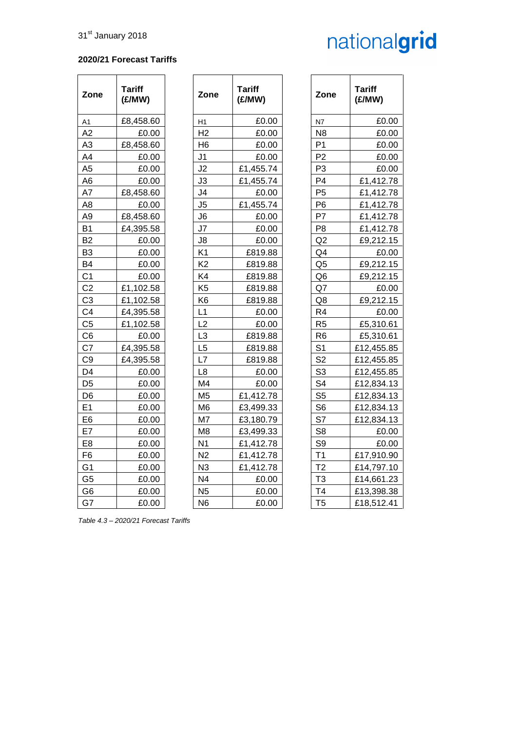31st January 2018

**2020/21 Forecast Tariffs**

| Zone | Tariff (£/MW) |
|---|---|
| A1 | £8,458.60 |
| A2 | £0.00 |
| A3 | £8,458.60 |
| A4 | £0.00 |
| A5 | £0.00 |
| A6 | £0.00 |
| A7 | £8,458.60 |
| A8 | £0.00 |
| A9 | £8,458.60 |
| B1 | £4,395.58 |
| B2 | £0.00 |
| B3 | £0.00 |
| B4 | £0.00 |
| C1 | £0.00 |
| C2 | £1,102.58 |
| C3 | £1,102.58 |
| C4 | £4,395.58 |
| C5 | £1,102.58 |
| C6 | £0.00 |
| C7 | £4,395.58 |
| C9 | £4,395.58 |
| D4 | £0.00 |
| D5 | £0.00 |
| D6 | £0.00 |
| E1 | £0.00 |
| E6 | £0.00 |
| E7 | £0.00 |
| E8 | £0.00 |
| F6 | £0.00 |
| G1 | £0.00 |
| G5 | £0.00 |
| G6 | £0.00 |
| G7 | £0.00 |
| H1 | £0.00 |
| H2 | £0.00 |
| H6 | £0.00 |
| J1 | £0.00 |
| J2 | £1,455.74 |
| J3 | £1,455.74 |
| J4 | £0.00 |
| J5 | £1,455.74 |
| J6 | £0.00 |
| J7 | £0.00 |
| J8 | £0.00 |
| K1 | £819.88 |
| K2 | £819.88 |
| K4 | £819.88 |
| K5 | £819.88 |
| K6 | £819.88 |
| L1 | £0.00 |
| L2 | £0.00 |
| L3 | £819.88 |
| L5 | £819.88 |
| L7 | £819.88 |
| L8 | £0.00 |
| M4 | £0.00 |
| M5 | £1,412.78 |
| M6 | £3,499.33 |
| M7 | £3,180.79 |
| M8 | £3,499.33 |
| N1 | £1,412.78 |
| N2 | £1,412.78 |
| N3 | £1,412.78 |
| N4 | £0.00 |
| N5 | £0.00 |
| N6 | £0.00 |
| N7 | £0.00 |
| N8 | £0.00 |
| P1 | £0.00 |
| P2 | £0.00 |
| P3 | £0.00 |
| P4 | £1,412.78 |
| P5 | £1,412.78 |
| P6 | £1,412.78 |
| P7 | £1,412.78 |
| P8 | £1,412.78 |
| Q2 | £9,212.15 |
| Q4 | £0.00 |
| Q5 | £9,212.15 |
| Q6 | £9,212.15 |
| Q7 | £0.00 |
| Q8 | £9,212.15 |
| R4 | £0.00 |
| R5 | £5,310.61 |
| R6 | £5,310.61 |
| S1 | £12,455.85 |
| S2 | £12,455.85 |
| S3 | £12,455.85 |
| S4 | £12,834.13 |
| S5 | £12,834.13 |
| S6 | £12,834.13 |
| S7 | £12,834.13 |
| S8 | £0.00 |
| S9 | £0.00 |
| T1 | £17,910.90 |
| T2 | £14,797.10 |
| T3 | £14,661.23 |
| T4 | £13,398.38 |
| T5 | £18,512.41 |

*Table 4.3 – 2020/21 Forecast Tariffs*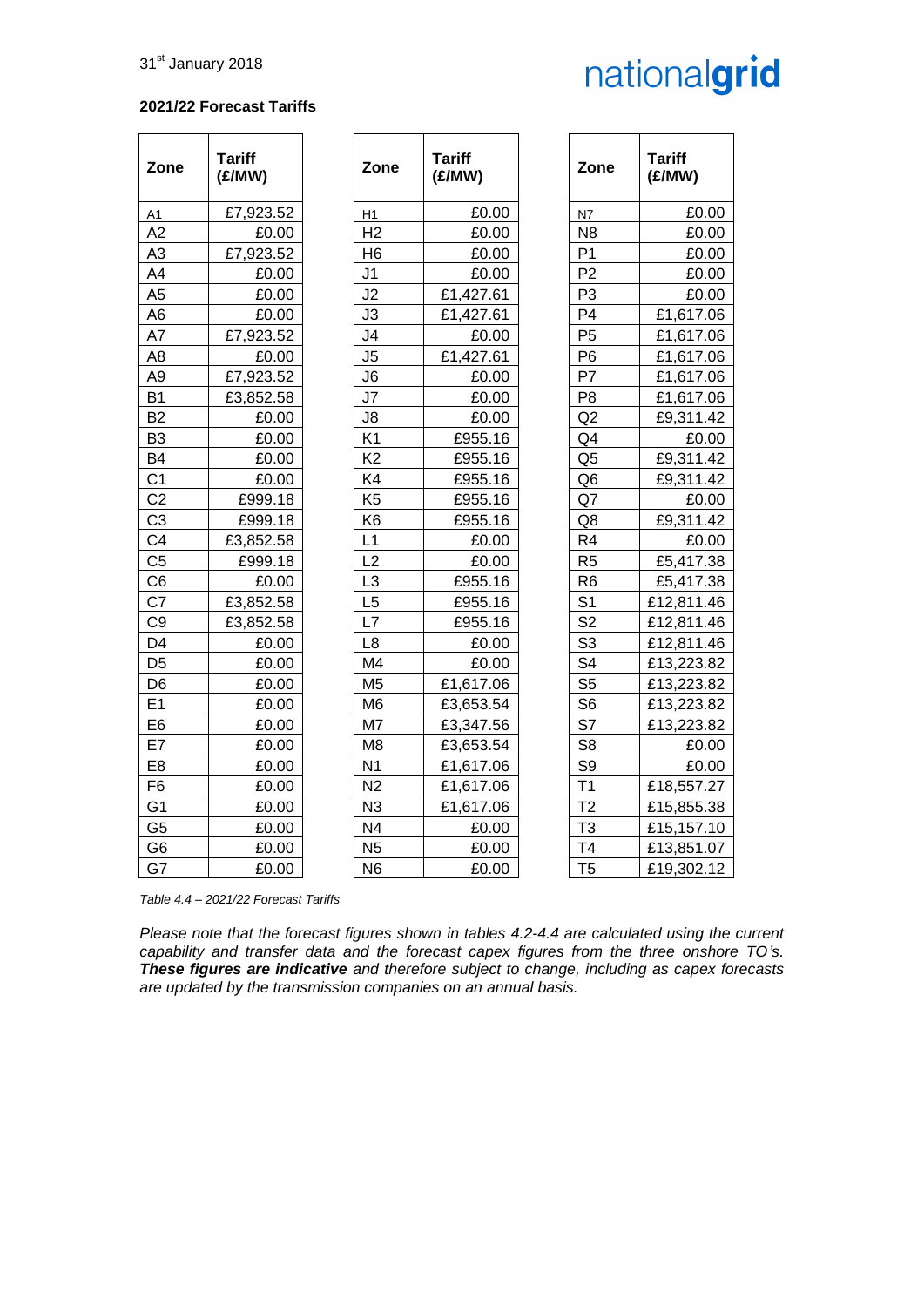31st January 2018

**2021/22 Forecast Tariffs**

| Zone | Tariff (£/MW) |
|---|---|
| A1 | £7,923.52 |
| A2 | £0.00 |
| A3 | £7,923.52 |
| A4 | £0.00 |
| A5 | £0.00 |
| A6 | £0.00 |
| A7 | £7,923.52 |
| A8 | £0.00 |
| A9 | £7,923.52 |
| B1 | £3,852.58 |
| B2 | £0.00 |
| B3 | £0.00 |
| B4 | £0.00 |
| C1 | £0.00 |
| C2 | £999.18 |
| C3 | £999.18 |
| C4 | £3,852.58 |
| C5 | £999.18 |
| C6 | £0.00 |
| C7 | £3,852.58 |
| C9 | £3,852.58 |
| D4 | £0.00 |
| D5 | £0.00 |
| D6 | £0.00 |
| E1 | £0.00 |
| E6 | £0.00 |
| E7 | £0.00 |
| E8 | £0.00 |
| F6 | £0.00 |
| G1 | £0.00 |
| G5 | £0.00 |
| G6 | £0.00 |
| G7 | £0.00 |

| Zone | Tariff (£/MW) |
|---|---|
| H1 | £0.00 |
| H2 | £0.00 |
| H6 | £0.00 |
| J1 | £0.00 |
| J2 | £1,427.61 |
| J3 | £1,427.61 |
| J4 | £0.00 |
| J5 | £1,427.61 |
| J6 | £0.00 |
| J7 | £0.00 |
| J8 | £0.00 |
| K1 | £955.16 |
| K2 | £955.16 |
| K4 | £955.16 |
| K5 | £955.16 |
| K6 | £955.16 |
| L1 | £0.00 |
| L2 | £0.00 |
| L3 | £955.16 |
| L5 | £955.16 |
| L7 | £955.16 |
| L8 | £0.00 |
| M4 | £0.00 |
| M5 | £1,617.06 |
| M6 | £3,653.54 |
| M7 | £3,347.56 |
| M8 | £3,653.54 |
| N1 | £1,617.06 |
| N2 | £1,617.06 |
| N3 | £1,617.06 |
| N4 | £0.00 |
| N5 | £0.00 |
| N6 | £0.00 |

| Zone | Tariff (£/MW) |
|---|---|
| N7 | £0.00 |
| N8 | £0.00 |
| P1 | £0.00 |
| P2 | £0.00 |
| P3 | £0.00 |
| P4 | £1,617.06 |
| P5 | £1,617.06 |
| P6 | £1,617.06 |
| P7 | £1,617.06 |
| P8 | £1,617.06 |
| Q2 | £9,311.42 |
| Q4 | £0.00 |
| Q5 | £9,311.42 |
| Q6 | £9,311.42 |
| Q7 | £0.00 |
| Q8 | £9,311.42 |
| R4 | £0.00 |
| R5 | £5,417.38 |
| R6 | £5,417.38 |
| S1 | £12,811.46 |
| S2 | £12,811.46 |
| S3 | £12,811.46 |
| S4 | £13,223.82 |
| S5 | £13,223.82 |
| S6 | £13,223.82 |
| S7 | £13,223.82 |
| S8 | £0.00 |
| S9 | £0.00 |
| T1 | £18,557.27 |
| T2 | £15,855.38 |
| T3 | £15,157.10 |
| T4 | £13,851.07 |
| T5 | £19,302.12 |

*Table 4.4 – 2021/22 Forecast Tariffs*

*Please note that the forecast figures shown in tables 4.2-4.4 are calculated using the current capability and transfer data and the forecast capex figures from the three onshore TO's.* ***These figures are indicative*** *and therefore subject to change, including as capex forecasts are updated by the transmission companies on an annual basis.*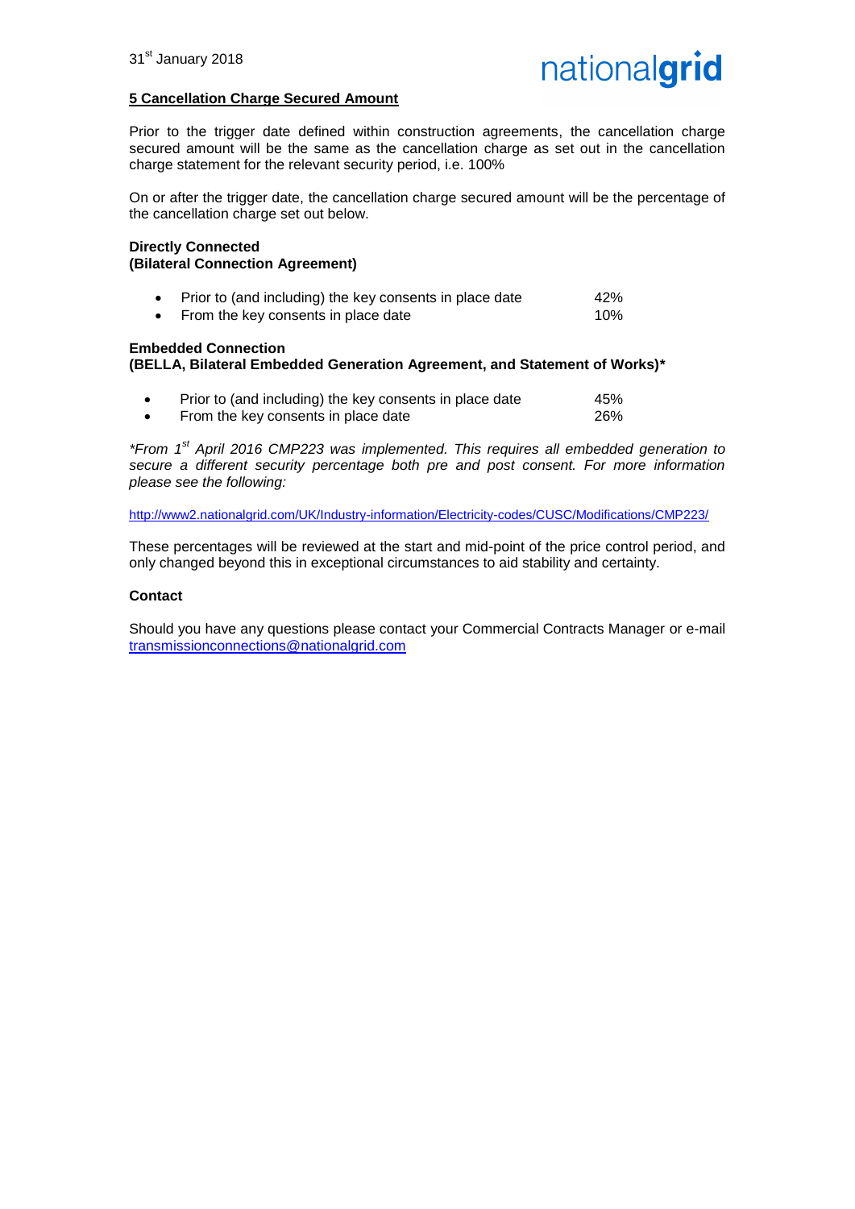## 5 Cancellation Charge Secured Amount

Prior to the trigger date defined within construction agreements, the cancellation charge secured amount will be the same as the cancellation charge as set out in the cancellation charge statement for the relevant security period, i.e. 100%

On or after the trigger date, the cancellation charge secured amount will be the percentage of the cancellation charge set out below.

**Directly Connected**
**(Bilateral Connection Agreement)**

- Prior to (and including) the key consents in place date 42%
- From the key consents in place date 10%

**Embedded Connection**
**(BELLA, Bilateral Embedded Generation Agreement, and Statement of Works)***

- Prior to (and including) the key consents in place date 45%
- From the key consents in place date 26%

**From 1st April 2016 CMP223 was implemented. This requires all embedded generation to secure a different security percentage both pre and post consent. For more information please see the following:*

http://www2.nationalgrid.com/UK/Industry-information/Electricity-codes/CUSC/Modifications/CMP223/

These percentages will be reviewed at the start and mid-point of the price control period, and only changed beyond this in exceptional circumstances to aid stability and certainty.

**Contact**

Should you have any questions please contact your Commercial Contracts Manager or e-mail transmissionconnections@nationalgrid.com